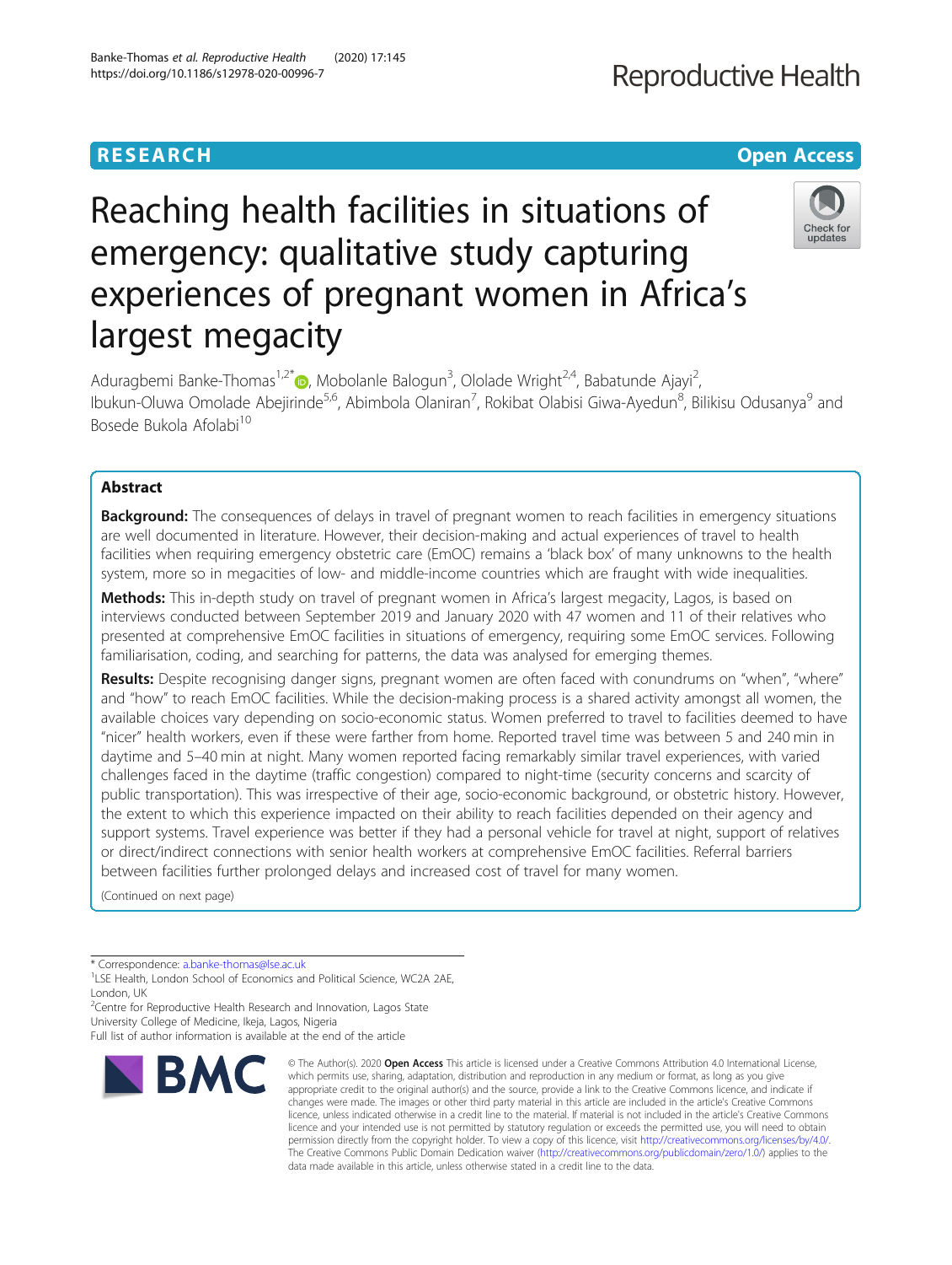**RESEARCH** **Open Access**

# Reaching health facilities in situations of emergency: qualitative study capturing experiences of pregnant women in Africa's largest megacity

Aduragbemi Banke-Thomas[1,2*], Mobolanle Balogun[3], Ololade Wright[2,4], Babatunde Ajayi[2], Ibukun-Oluwa Omolade Abejirinde[5,6], Abimbola Olaniran[7], Rokibat Olabisi Giwa-Ayedun[8], Bilikisu Odusanya[9] and Bosede Bukola Afolabi[10]

## Abstract

**Background:** The consequences of delays in travel of pregnant women to reach facilities in emergency situations are well documented in literature. However, their decision-making and actual experiences of travel to health facilities when requiring emergency obstetric care (EmOC) remains a 'black box' of many unknowns to the health system, more so in megacities of low- and middle-income countries which are fraught with wide inequalities.

**Methods:** This in-depth study on travel of pregnant women in Africa's largest megacity, Lagos, is based on interviews conducted between September 2019 and January 2020 with 47 women and 11 of their relatives who presented at comprehensive EmOC facilities in situations of emergency, requiring some EmOC services. Following familiarisation, coding, and searching for patterns, the data was analysed for emerging themes.

**Results:** Despite recognising danger signs, pregnant women are often faced with conundrums on "when", "where" and "how" to reach EmOC facilities. While the decision-making process is a shared activity amongst all women, the available choices vary depending on socio-economic status. Women preferred to travel to facilities deemed to have "nicer" health workers, even if these were farther from home. Reported travel time was between 5 and 240 min in daytime and 5–40 min at night. Many women reported facing remarkably similar travel experiences, with varied challenges faced in the daytime (traffic congestion) compared to night-time (security concerns and scarcity of public transportation). This was irrespective of their age, socio-economic background, or obstetric history. However, the extent to which this experience impacted on their ability to reach facilities depended on their agency and support systems. Travel experience was better if they had a personal vehicle for travel at night, support of relatives or direct/indirect connections with senior health workers at comprehensive EmOC facilities. Referral barriers between facilities further prolonged delays and increased cost of travel for many women.

(Continued on next page)

\* Correspondence: a.banke-thomas@lse.ac.uk
[1]LSE Health, London School of Economics and Political Science, WC2A 2AE, London, UK
[2]Centre for Reproductive Health Research and Innovation, Lagos State University College of Medicine, Ikeja, Lagos, Nigeria
Full list of author information is available at the end of the article

© The Author(s). 2020 **Open Access** This article is licensed under a Creative Commons Attribution 4.0 International License, which permits use, sharing, adaptation, distribution and reproduction in any medium or format, as long as you give appropriate credit to the original author(s) and the source, provide a link to the Creative Commons licence, and indicate if changes were made. The images or other third party material in this article are included in the article's Creative Commons licence, unless indicated otherwise in a credit line to the material. If material is not included in the article's Creative Commons licence and your intended use is not permitted by statutory regulation or exceeds the permitted use, you will need to obtain permission directly from the copyright holder. To view a copy of this licence, visit http://creativecommons.org/licenses/by/4.0/. The Creative Commons Public Domain Dedication waiver (http://creativecommons.org/publicdomain/zero/1.0/) applies to the data made available in this article, unless otherwise stated in a credit line to the data.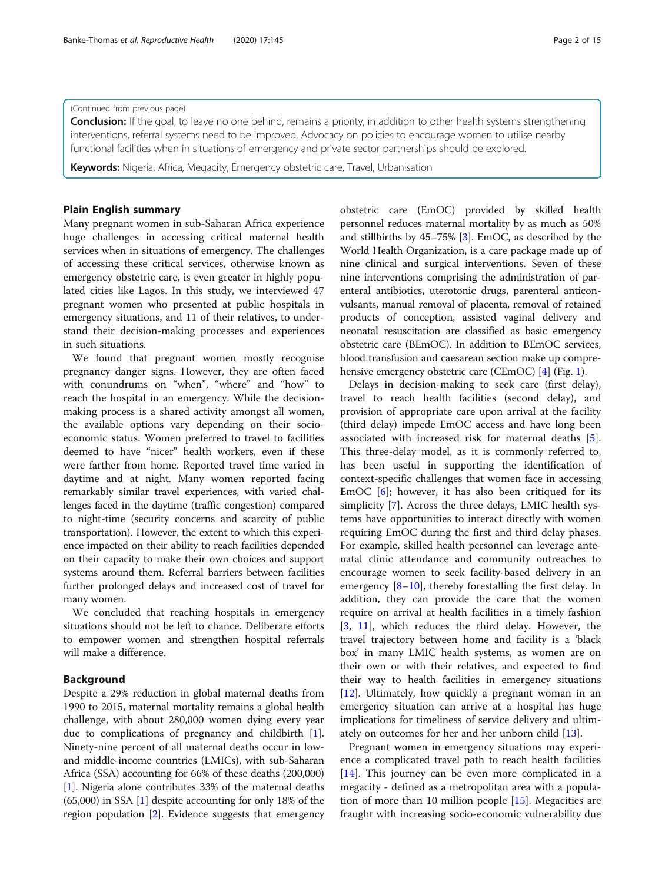(Continued from previous page)

**Conclusion:** If the goal, to leave no one behind, remains a priority, in addition to other health systems strengthening interventions, referral systems need to be improved. Advocacy on policies to encourage women to utilise nearby functional facilities when in situations of emergency and private sector partnerships should be explored.

**Keywords:** Nigeria, Africa, Megacity, Emergency obstetric care, Travel, Urbanisation

## Plain English summary

Many pregnant women in sub-Saharan Africa experience huge challenges in accessing critical maternal health services when in situations of emergency. The challenges of accessing these critical services, otherwise known as emergency obstetric care, is even greater in highly populated cities like Lagos. In this study, we interviewed 47 pregnant women who presented at public hospitals in emergency situations, and 11 of their relatives, to understand their decision-making processes and experiences in such situations.

We found that pregnant women mostly recognise pregnancy danger signs. However, they are often faced with conundrums on "when", "where" and "how" to reach the hospital in an emergency. While the decision-making process is a shared activity amongst all women, the available options vary depending on their socio-economic status. Women preferred to travel to facilities deemed to have "nicer" health workers, even if these were farther from home. Reported travel time varied in daytime and at night. Many women reported facing remarkably similar travel experiences, with varied challenges faced in the daytime (traffic congestion) compared to night-time (security concerns and scarcity of public transportation). However, the extent to which this experience impacted on their ability to reach facilities depended on their capacity to make their own choices and support systems around them. Referral barriers between facilities further prolonged delays and increased cost of travel for many women.

We concluded that reaching hospitals in emergency situations should not be left to chance. Deliberate efforts to empower women and strengthen hospital referrals will make a difference.

## Background

Despite a 29% reduction in global maternal deaths from 1990 to 2015, maternal mortality remains a global health challenge, with about 280,000 women dying every year due to complications of pregnancy and childbirth [1]. Ninety-nine percent of all maternal deaths occur in low- and middle-income countries (LMICs), with sub-Saharan Africa (SSA) accounting for 66% of these deaths (200,000) [1]. Nigeria alone contributes 33% of the maternal deaths (65,000) in SSA [1] despite accounting for only 18% of the region population [2]. Evidence suggests that emergency obstetric care (EmOC) provided by skilled health personnel reduces maternal mortality by as much as 50% and stillbirths by 45–75% [3]. EmOC, as described by the World Health Organization, is a care package made up of nine clinical and surgical interventions. Seven of these nine interventions comprising the administration of parenteral antibiotics, uterotonic drugs, parenteral anticonvulsants, manual removal of placenta, removal of retained products of conception, assisted vaginal delivery and neonatal resuscitation are classified as basic emergency obstetric care (BEmOC). In addition to BEmOC services, blood transfusion and caesarean section make up comprehensive emergency obstetric care (CEmOC) [4] (Fig. 1).

Delays in decision-making to seek care (first delay), travel to reach health facilities (second delay), and provision of appropriate care upon arrival at the facility (third delay) impede EmOC access and have long been associated with increased risk for maternal deaths [5]. This three-delay model, as it is commonly referred to, has been useful in supporting the identification of context-specific challenges that women face in accessing EmOC [6]; however, it has also been critiqued for its simplicity [7]. Across the three delays, LMIC health systems have opportunities to interact directly with women requiring EmOC during the first and third delay phases. For example, skilled health personnel can leverage antenatal clinic attendance and community outreaches to encourage women to seek facility-based delivery in an emergency [8–10], thereby forestalling the first delay. In addition, they can provide the care that the women require on arrival at health facilities in a timely fashion [3, 11], which reduces the third delay. However, the travel trajectory between home and facility is a 'black box' in many LMIC health systems, as women are on their own or with their relatives, and expected to find their way to health facilities in emergency situations [12]. Ultimately, how quickly a pregnant woman in an emergency situation can arrive at a hospital has huge implications for timeliness of service delivery and ultimately on outcomes for her and her unborn child [13].

Pregnant women in emergency situations may experience a complicated travel path to reach health facilities [14]. This journey can be even more complicated in a megacity - defined as a metropolitan area with a population of more than 10 million people [15]. Megacities are fraught with increasing socio-economic vulnerability due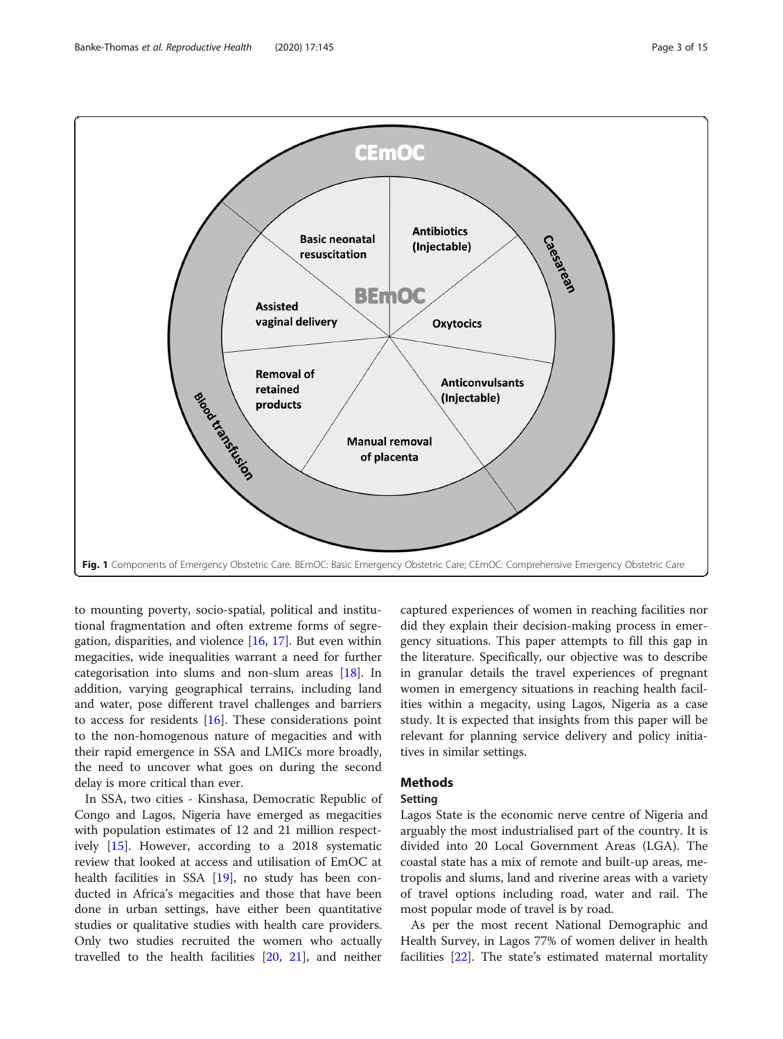Fig. 1 Components of Emergency Obstetric Care. BEmOC: Basic Emergency Obstetric Care; CEmOC: Comprehensive Emergency Obstetric Care

to mounting poverty, socio-spatial, political and institutional fragmentation and often extreme forms of segregation, disparities, and violence [16, 17]. But even within megacities, wide inequalities warrant a need for further categorisation into slums and non-slum areas [18]. In addition, varying geographical terrains, including land and water, pose different travel challenges and barriers to access for residents [16]. These considerations point to the non-homogenous nature of megacities and with their rapid emergence in SSA and LMICs more broadly, the need to uncover what goes on during the second delay is more critical than ever.

In SSA, two cities - Kinshasa, Democratic Republic of Congo and Lagos, Nigeria have emerged as megacities with population estimates of 12 and 21 million respectively [15]. However, according to a 2018 systematic review that looked at access and utilisation of EmOC at health facilities in SSA [19], no study has been conducted in Africa's megacities and those that have been done in urban settings, have either been quantitative studies or qualitative studies with health care providers. Only two studies recruited the women who actually travelled to the health facilities [20, 21], and neither captured experiences of women in reaching facilities nor did they explain their decision-making process in emergency situations. This paper attempts to fill this gap in the literature. Specifically, our objective was to describe in granular details the travel experiences of pregnant women in emergency situations in reaching health facilities within a megacity, using Lagos, Nigeria as a case study. It is expected that insights from this paper will be relevant for planning service delivery and policy initiatives in similar settings.

## Methods

### Setting

Lagos State is the economic nerve centre of Nigeria and arguably the most industrialised part of the country. It is divided into 20 Local Government Areas (LGA). The coastal state has a mix of remote and built-up areas, metropolis and slums, land and riverine areas with a variety of travel options including road, water and rail. The most popular mode of travel is by road.

As per the most recent National Demographic and Health Survey, in Lagos 77% of women deliver in health facilities [22]. The state's estimated maternal mortality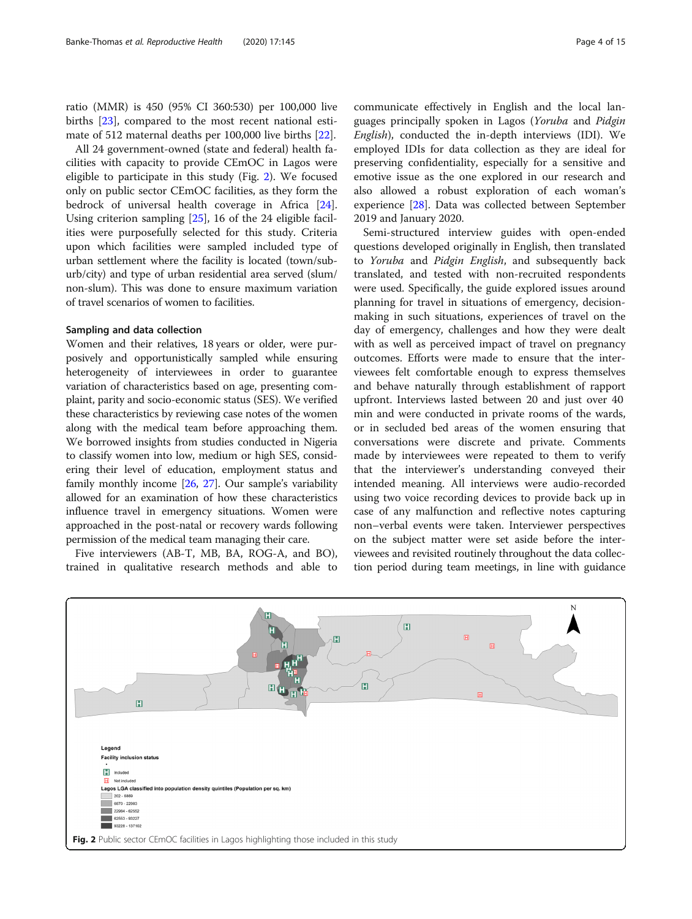ratio (MMR) is 450 (95% CI 360:530) per 100,000 live births [23], compared to the most recent national estimate of 512 maternal deaths per 100,000 live births [22].

All 24 government-owned (state and federal) health facilities with capacity to provide CEmOC in Lagos were eligible to participate in this study (Fig. 2). We focused only on public sector CEmOC facilities, as they form the bedrock of universal health coverage in Africa [24]. Using criterion sampling [25], 16 of the 24 eligible facilities were purposefully selected for this study. Criteria upon which facilities were sampled included type of urban settlement where the facility is located (town/suburb/city) and type of urban residential area served (slum/non-slum). This was done to ensure maximum variation of travel scenarios of women to facilities.

### Sampling and data collection

Women and their relatives, 18 years or older, were purposively and opportunistically sampled while ensuring heterogeneity of interviewees in order to guarantee variation of characteristics based on age, presenting complaint, parity and socio-economic status (SES). We verified these characteristics by reviewing case notes of the women along with the medical team before approaching them. We borrowed insights from studies conducted in Nigeria to classify women into low, medium or high SES, considering their level of education, employment status and family monthly income [26, 27]. Our sample's variability allowed for an examination of how these characteristics influence travel in emergency situations. Women were approached in the post-natal or recovery wards following permission of the medical team managing their care.

Five interviewers (AB-T, MB, BA, ROG-A, and BO), trained in qualitative research methods and able to communicate effectively in English and the local languages principally spoken in Lagos (*Yoruba* and *Pidgin English*), conducted the in-depth interviews (IDI). We employed IDIs for data collection as they are ideal for preserving confidentiality, especially for a sensitive and emotive issue as the one explored in our research and also allowed a robust exploration of each woman's experience [28]. Data was collected between September 2019 and January 2020.

Semi-structured interview guides with open-ended questions developed originally in English, then translated to *Yoruba* and *Pidgin English*, and subsequently back translated, and tested with non-recruited respondents were used. Specifically, the guide explored issues around planning for travel in situations of emergency, decision-making in such situations, experiences of travel on the day of emergency, challenges and how they were dealt with as well as perceived impact of travel on pregnancy outcomes. Efforts were made to ensure that the interviewees felt comfortable enough to express themselves and behave naturally through establishment of rapport upfront. Interviews lasted between 20 and just over 40 min and were conducted in private rooms of the wards, or in secluded bed areas of the women ensuring that conversations were discrete and private. Comments made by interviewees were repeated to them to verify that the interviewer's understanding conveyed their intended meaning. All interviews were audio-recorded using two voice recording devices to provide back up in case of any malfunction and reflective notes capturing non–verbal events were taken. Interviewer perspectives on the subject matter were set aside before the interviewees and revisited routinely throughout the data collection period during team meetings, in line with guidance

**Fig. 2** Public sector CEmOC facilities in Lagos highlighting those included in this study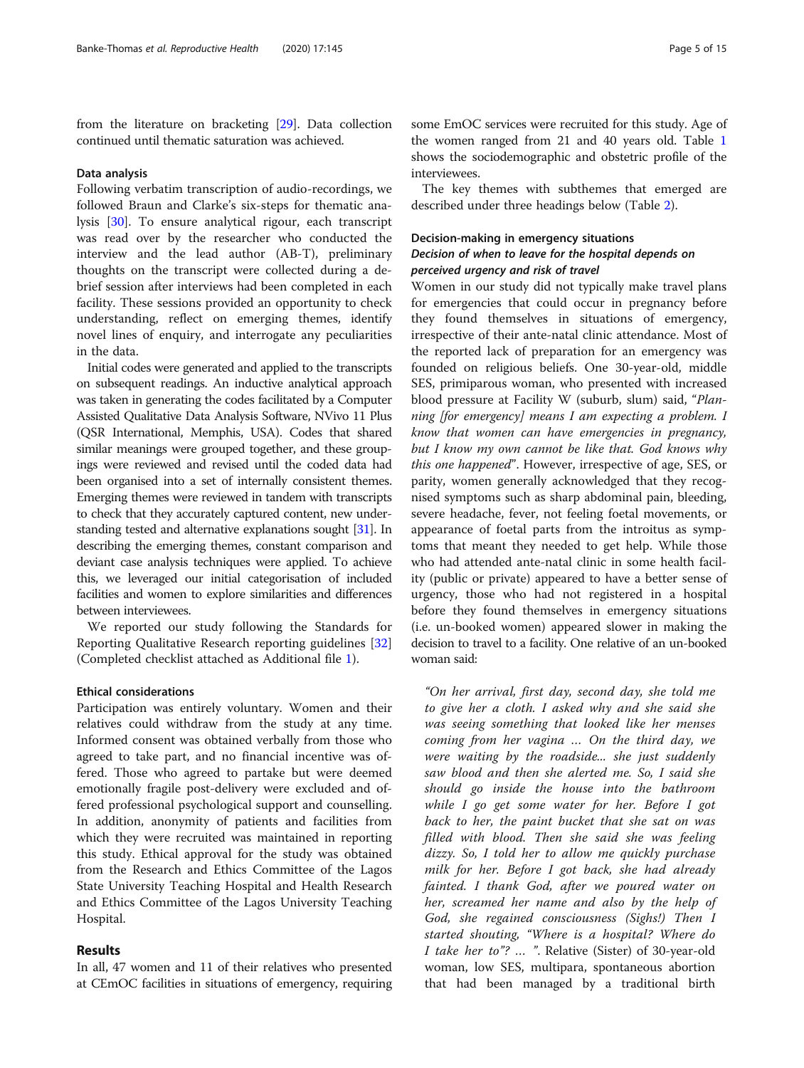from the literature on bracketing [29]. Data collection continued until thematic saturation was achieved.

### Data analysis

Following verbatim transcription of audio-recordings, we followed Braun and Clarke's six-steps for thematic analysis [30]. To ensure analytical rigour, each transcript was read over by the researcher who conducted the interview and the lead author (AB-T), preliminary thoughts on the transcript were collected during a debrief session after interviews had been completed in each facility. These sessions provided an opportunity to check understanding, reflect on emerging themes, identify novel lines of enquiry, and interrogate any peculiarities in the data.

Initial codes were generated and applied to the transcripts on subsequent readings. An inductive analytical approach was taken in generating the codes facilitated by a Computer Assisted Qualitative Data Analysis Software, NVivo 11 Plus (QSR International, Memphis, USA). Codes that shared similar meanings were grouped together, and these groupings were reviewed and revised until the coded data had been organised into a set of internally consistent themes. Emerging themes were reviewed in tandem with transcripts to check that they accurately captured content, new understanding tested and alternative explanations sought [31]. In describing the emerging themes, constant comparison and deviant case analysis techniques were applied. To achieve this, we leveraged our initial categorisation of included facilities and women to explore similarities and differences between interviewees.

We reported our study following the Standards for Reporting Qualitative Research reporting guidelines [32] (Completed checklist attached as Additional file 1).

### Ethical considerations

Participation was entirely voluntary. Women and their relatives could withdraw from the study at any time. Informed consent was obtained verbally from those who agreed to take part, and no financial incentive was offered. Those who agreed to partake but were deemed emotionally fragile post-delivery were excluded and offered professional psychological support and counselling. In addition, anonymity of patients and facilities from which they were recruited was maintained in reporting this study. Ethical approval for the study was obtained from the Research and Ethics Committee of the Lagos State University Teaching Hospital and Health Research and Ethics Committee of the Lagos University Teaching Hospital.

## Results

In all, 47 women and 11 of their relatives who presented at CEmOC facilities in situations of emergency, requiring some EmOC services were recruited for this study. Age of the women ranged from 21 and 40 years old. Table 1 shows the sociodemographic and obstetric profile of the interviewees.

The key themes with subthemes that emerged are described under three headings below (Table 2).

### Decision-making in emergency situations

#### *Decision of when to leave for the hospital depends on perceived urgency and risk of travel*

Women in our study did not typically make travel plans for emergencies that could occur in pregnancy before they found themselves in situations of emergency, irrespective of their ante-natal clinic attendance. Most of the reported lack of preparation for an emergency was founded on religious beliefs. One 30-year-old, middle SES, primiparous woman, who presented with increased blood pressure at Facility W (suburb, slum) said, "*Planning [for emergency] means I am expecting a problem. I know that women can have emergencies in pregnancy, but I know my own cannot be like that. God knows why this one happened*". However, irrespective of age, SES, or parity, women generally acknowledged that they recognised symptoms such as sharp abdominal pain, bleeding, severe headache, fever, not feeling foetal movements, or appearance of foetal parts from the introitus as symptoms that meant they needed to get help. While those who had attended ante-natal clinic in some health facility (public or private) appeared to have a better sense of urgency, those who had not registered in a hospital before they found themselves in emergency situations (i.e. un-booked women) appeared slower in making the decision to travel to a facility. One relative of an un-booked woman said:

> *"On her arrival, first day, second day, she told me to give her a cloth. I asked why and she said she was seeing something that looked like her menses coming from her vagina … On the third day, we were waiting by the roadside... she just suddenly saw blood and then she alerted me. So, I said she should go inside the house into the bathroom while I go get some water for her. Before I got back to her, the paint bucket that she sat on was filled with blood. Then she said she was feeling dizzy. So, I told her to allow me quickly purchase milk for her. Before I got back, she had already fainted. I thank God, after we poured water on her, screamed her name and also by the help of God, she regained consciousness (Sighs!) Then I started shouting, "Where is a hospital? Where do I take her to"? … "*. Relative (Sister) of 30-year-old woman, low SES, multipara, spontaneous abortion that had been managed by a traditional birth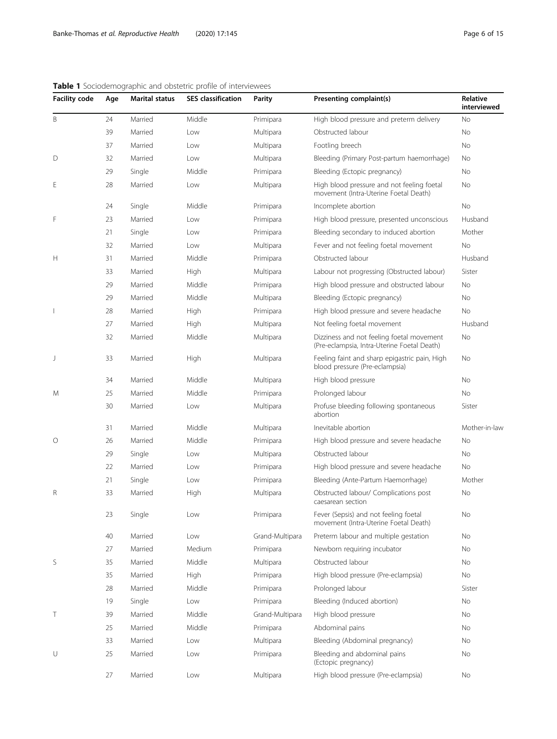**Table 1** Sociodemographic and obstetric profile of interviewees

| Facility code | Age | Marital status | SES classification | Parity | Presenting complaint(s) | Relative interviewed |
|---|---|---|---|---|---|---|
| B | 24 | Married | Middle | Primipara | High blood pressure and preterm delivery | No |
| | 39 | Married | Low | Multipara | Obstructed labour | No |
| | 37 | Married | Low | Multipara | Footling breech | No |
| D | 32 | Married | Low | Multipara | Bleeding (Primary Post-partum haemorrhage) | No |
| | 29 | Single | Middle | Primipara | Bleeding (Ectopic pregnancy) | No |
| E | 28 | Married | Low | Multipara | High blood pressure and not feeling foetal movement (Intra-Uterine Foetal Death) | No |
| | 24 | Single | Middle | Primipara | Incomplete abortion | No |
| F | 23 | Married | Low | Primipara | High blood pressure, presented unconscious | Husband |
| | 21 | Single | Low | Primipara | Bleeding secondary to induced abortion | Mother |
| | 32 | Married | Low | Multipara | Fever and not feeling foetal movement | No |
| H | 31 | Married | Middle | Primipara | Obstructed labour | Husband |
| | 33 | Married | High | Multipara | Labour not progressing (Obstructed labour) | Sister |
| | 29 | Married | Middle | Primipara | High blood pressure and obstructed labour | No |
| | 29 | Married | Middle | Multipara | Bleeding (Ectopic pregnancy) | No |
| I | 28 | Married | High | Primipara | High blood pressure and severe headache | No |
| | 27 | Married | High | Multipara | Not feeling foetal movement | Husband |
| | 32 | Married | Middle | Multipara | Dizziness and not feeling foetal movement (Pre-eclampsia, Intra-Uterine Foetal Death) | No |
| J | 33 | Married | High | Multipara | Feeling faint and sharp epigastric pain, High blood pressure (Pre-eclampsia) | No |
| | 34 | Married | Middle | Multipara | High blood pressure | No |
| M | 25 | Married | Middle | Primipara | Prolonged labour | No |
| | 30 | Married | Low | Multipara | Profuse bleeding following spontaneous abortion | Sister |
| | 31 | Married | Middle | Multipara | Inevitable abortion | Mother-in-law |
| O | 26 | Married | Middle | Primipara | High blood pressure and severe headache | No |
| | 29 | Single | Low | Multipara | Obstructed labour | No |
| | 22 | Married | Low | Primipara | High blood pressure and severe headache | No |
| | 21 | Single | Low | Primipara | Bleeding (Ante-Partum Haemorrhage) | Mother |
| R | 33 | Married | High | Multipara | Obstructed labour/ Complications post caesarean section | No |
| | 23 | Single | Low | Primipara | Fever (Sepsis) and not feeling foetal movement (Intra-Uterine Foetal Death) | No |
| | 40 | Married | Low | Grand-Multipara | Preterm labour and multiple gestation | No |
| | 27 | Married | Medium | Primipara | Newborn requiring incubator | No |
| S | 35 | Married | Middle | Multipara | Obstructed labour | No |
| | 35 | Married | High | Primipara | High blood pressure (Pre-eclampsia) | No |
| | 28 | Married | Middle | Primipara | Prolonged labour | Sister |
| | 19 | Single | Low | Primipara | Bleeding (Induced abortion) | No |
| T | 39 | Married | Middle | Grand-Multipara | High blood pressure | No |
| | 25 | Married | Middle | Primipara | Abdominal pains | No |
| | 33 | Married | Low | Multipara | Bleeding (Abdominal pregnancy) | No |
| U | 25 | Married | Low | Primipara | Bleeding and abdominal pains (Ectopic pregnancy) | No |
| | 27 | Married | Low | Multipara | High blood pressure (Pre-eclampsia) | No |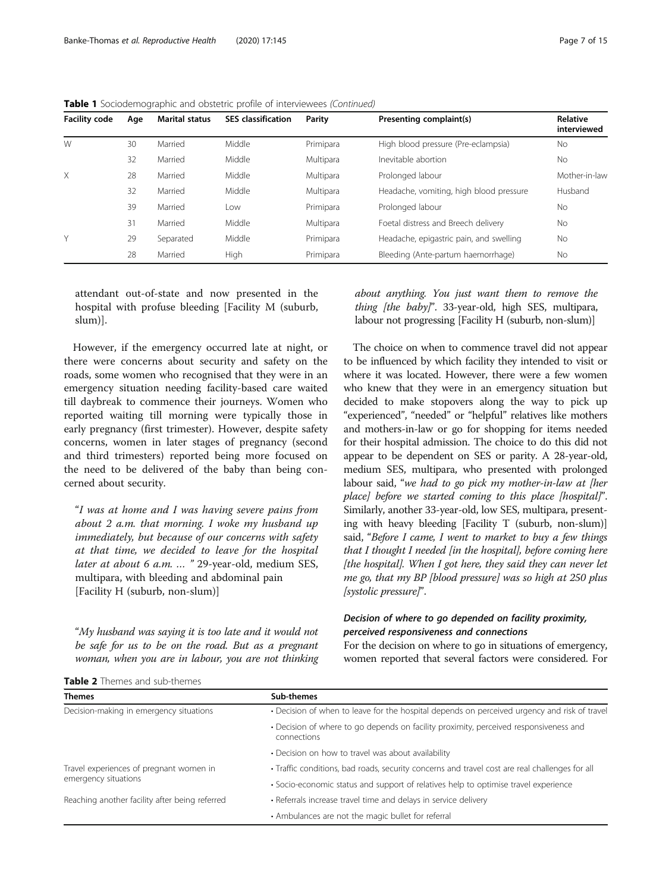**Table 1** Sociodemographic and obstetric profile of interviewees *(Continued)*

| Facility code | Age | Marital status | SES classification | Parity | Presenting complaint(s) | Relative interviewed |
|---|---|---|---|---|---|---|
| W | 30 | Married | Middle | Primipara | High blood pressure (Pre-eclampsia) | No |
| | 32 | Married | Middle | Multipara | Inevitable abortion | No |
| X | 28 | Married | Middle | Multipara | Prolonged labour | Mother-in-law |
| | 32 | Married | Middle | Multipara | Headache, vomiting, high blood pressure | Husband |
| | 39 | Married | Low | Primipara | Prolonged labour | No |
| | 31 | Married | Middle | Multipara | Foetal distress and Breech delivery | No |
| Y | 29 | Separated | Middle | Primipara | Headache, epigastric pain, and swelling | No |
| | 28 | Married | High | Primipara | Bleeding (Ante-partum haemorrhage) | No |

attendant out-of-state and now presented in the hospital with profuse bleeding [Facility M (suburb, slum)].

However, if the emergency occurred late at night, or there were concerns about security and safety on the roads, some women who recognised that they were in an emergency situation needing facility-based care waited till daybreak to commence their journeys. Women who reported waiting till morning were typically those in early pregnancy (first trimester). However, despite safety concerns, women in later stages of pregnancy (second and third trimesters) reported being more focused on the need to be delivered of the baby than being concerned about security.

"*I was at home and I was having severe pains from about 2 a.m. that morning. I woke my husband up immediately, but because of our concerns with safety at that time, we decided to leave for the hospital later at about 6 a.m. …* " 29-year-old, medium SES, multipara, with bleeding and abdominal pain [Facility H (suburb, non-slum)]

"*My husband was saying it is too late and it would not be safe for us to be on the road. But as a pregnant woman, when you are in labour, you are not thinking about anything. You just want them to remove the thing [the baby]*". 33-year-old, high SES, multipara, labour not progressing [Facility H (suburb, non-slum)]

The choice on when to commence travel did not appear to be influenced by which facility they intended to visit or where it was located. However, there were a few women who knew that they were in an emergency situation but decided to make stopovers along the way to pick up "experienced", "needed" or "helpful" relatives like mothers and mothers-in-law or go for shopping for items needed for their hospital admission. The choice to do this did not appear to be dependent on SES or parity. A 28-year-old, medium SES, multipara, who presented with prolonged labour said, "*we had to go pick my mother-in-law at [her place] before we started coming to this place [hospital]*". Similarly, another 33-year-old, low SES, multipara, presenting with heavy bleeding [Facility T (suburb, non-slum)] said, "*Before I came, I went to market to buy a few things that I thought I needed [in the hospital], before coming here [the hospital]. When I got here, they said they can never let me go, that my BP [blood pressure] was so high at 250 plus [systolic pressure]*".

#### *Decision of where to go depended on facility proximity, perceived responsiveness and connections*

For the decision on where to go in situations of emergency, women reported that several factors were considered. For

**Table 2** Themes and sub-themes

| Themes | Sub-themes |
|---|---|
| Decision-making in emergency situations | • Decision of when to leave for the hospital depends on perceived urgency and risk of travel |
| | • Decision of where to go depends on facility proximity, perceived responsiveness and connections |
| | • Decision on how to travel was about availability |
| Travel experiences of pregnant women in emergency situations | • Traffic conditions, bad roads, security concerns and travel cost are real challenges for all |
| | • Socio-economic status and support of relatives help to optimise travel experience |
| Reaching another facility after being referred | • Referrals increase travel time and delays in service delivery |
| | • Ambulances are not the magic bullet for referral |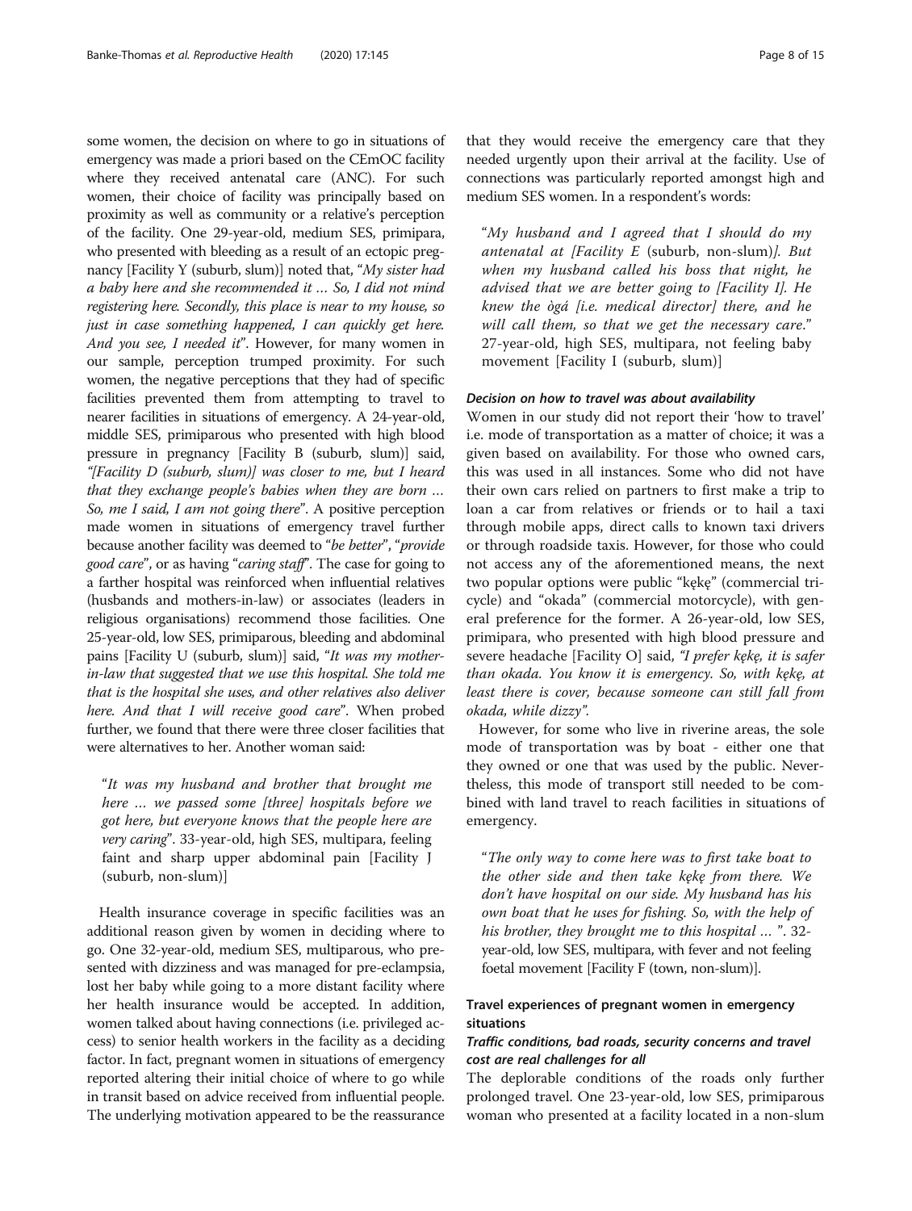some women, the decision on where to go in situations of emergency was made a priori based on the CEmOC facility where they received antenatal care (ANC). For such women, their choice of facility was principally based on proximity as well as community or a relative's perception of the facility. One 29-year-old, medium SES, primipara, who presented with bleeding as a result of an ectopic pregnancy [Facility Y (suburb, slum)] noted that, "*My sister had a baby here and she recommended it … So, I did not mind registering here. Secondly, this place is near to my house, so just in case something happened, I can quickly get here. And you see, I needed it*". However, for many women in our sample, perception trumped proximity. For such women, the negative perceptions that they had of specific facilities prevented them from attempting to travel to nearer facilities in situations of emergency. A 24-year-old, middle SES, primiparous who presented with high blood pressure in pregnancy [Facility B (suburb, slum)] said, "*[Facility D (suburb, slum)] was closer to me, but I heard that they exchange people's babies when they are born … So, me I said, I am not going there*". A positive perception made women in situations of emergency travel further because another facility was deemed to "*be better*", "*provide good care*", or as having "*caring staff*". The case for going to a farther hospital was reinforced when influential relatives (husbands and mothers-in-law) or associates (leaders in religious organisations) recommend those facilities. One 25-year-old, low SES, primiparous, bleeding and abdominal pains [Facility U (suburb, slum)] said, "*It was my mother-in-law that suggested that we use this hospital. She told me that is the hospital she uses, and other relatives also deliver here. And that I will receive good care*". When probed further, we found that there were three closer facilities that were alternatives to her. Another woman said:

> "*It was my husband and brother that brought me here … we passed some [three] hospitals before we got here, but everyone knows that the people here are very caring*". 33-year-old, high SES, multipara, feeling faint and sharp upper abdominal pain [Facility J (suburb, non-slum)]

Health insurance coverage in specific facilities was an additional reason given by women in deciding where to go. One 32-year-old, medium SES, multiparous, who presented with dizziness and was managed for pre-eclampsia, lost her baby while going to a more distant facility where her health insurance would be accepted. In addition, women talked about having connections (i.e. privileged access) to senior health workers in the facility as a deciding factor. In fact, pregnant women in situations of emergency reported altering their initial choice of where to go while in transit based on advice received from influential people. The underlying motivation appeared to be the reassurance that they would receive the emergency care that they needed urgently upon their arrival at the facility. Use of connections was particularly reported amongst high and medium SES women. In a respondent's words:

> "*My husband and I agreed that I should do my antenatal at [Facility E* (suburb, non-slum)*]. But when my husband called his boss that night, he advised that we are better going to [Facility I]. He knew the ògá [i.e. medical director] there, and he will call them, so that we get the necessary care.*" 27-year-old, high SES, multipara, not feeling baby movement [Facility I (suburb, slum)]

#### *Decision on how to travel was about availability*

Women in our study did not report their 'how to travel' i.e. mode of transportation as a matter of choice; it was a given based on availability. For those who owned cars, this was used in all instances. Some who did not have their own cars relied on partners to first make a trip to loan a car from relatives or friends or to hail a taxi through mobile apps, direct calls to known taxi drivers or through roadside taxis. However, for those who could not access any of the aforementioned means, the next two popular options were public "kẹkẹ" (commercial tricycle) and "okada" (commercial motorcycle), with general preference for the former. A 26-year-old, low SES, primipara, who presented with high blood pressure and severe headache [Facility O] said, "*I prefer kẹkẹ, it is safer than okada. You know it is emergency. So, with kẹkẹ, at least there is cover, because someone can still fall from okada, while dizzy*".

However, for some who live in riverine areas, the sole mode of transportation was by boat - either one that they owned or one that was used by the public. Nevertheless, this mode of transport still needed to be combined with land travel to reach facilities in situations of emergency.

> "*The only way to come here was to first take boat to the other side and then take kẹkẹ from there. We don't have hospital on our side. My husband has his own boat that he uses for fishing. So, with the help of his brother, they brought me to this hospital …* ". 32-year-old, low SES, multipara, with fever and not feeling foetal movement [Facility F (town, non-slum)].

### Travel experiences of pregnant women in emergency situations

#### *Traffic conditions, bad roads, security concerns and travel cost are real challenges for all*

The deplorable conditions of the roads only further prolonged travel. One 23-year-old, low SES, primiparous woman who presented at a facility located in a non-slum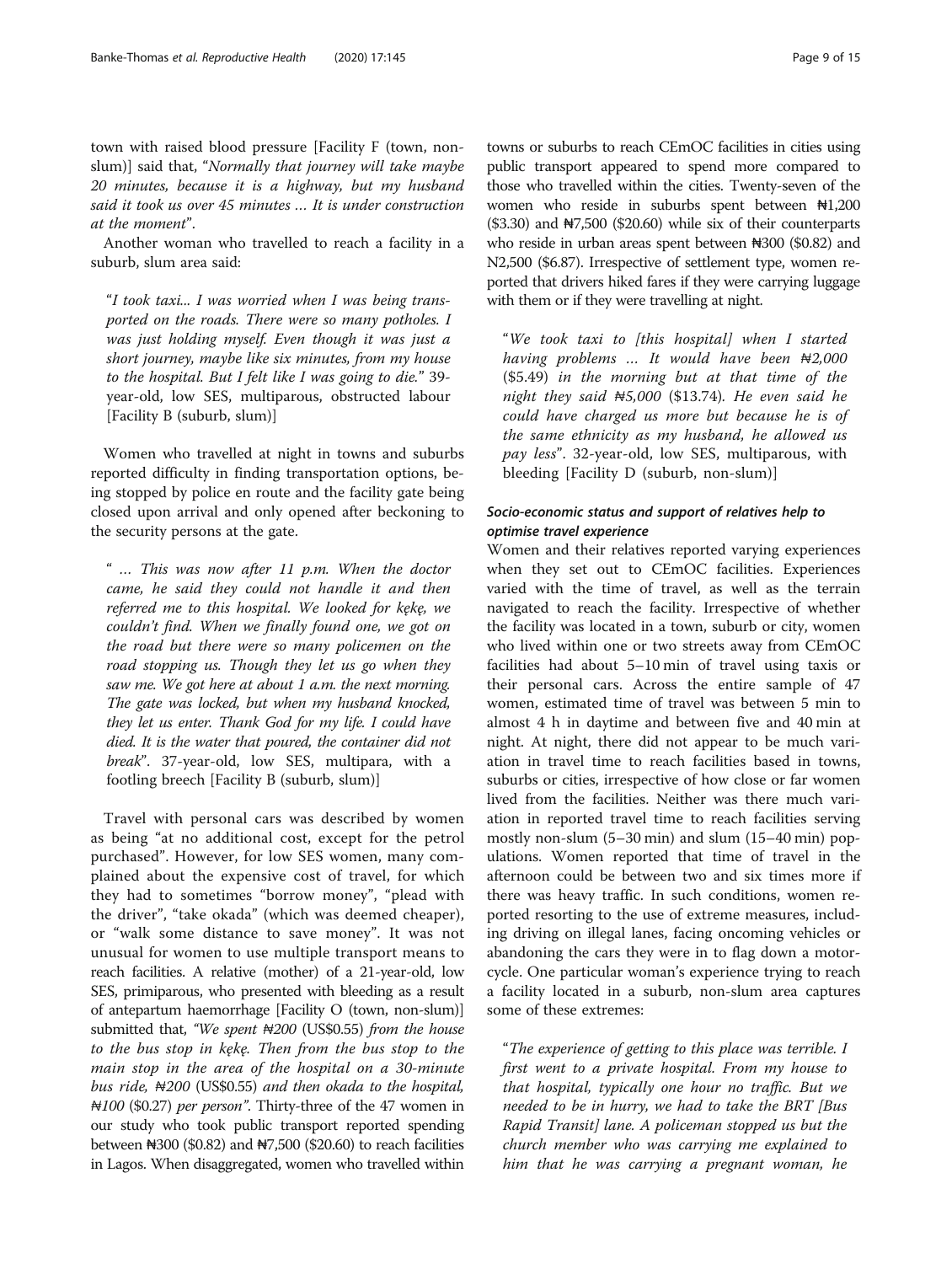town with raised blood pressure [Facility F (town, non-slum)] said that, "*Normally that journey will take maybe 20 minutes, because it is a highway, but my husband said it took us over 45 minutes … It is under construction at the moment*".

Another woman who travelled to reach a facility in a suburb, slum area said:

> "*I took taxi... I was worried when I was being transported on the roads. There were so many potholes. I was just holding myself. Even though it was just a short journey, maybe like six minutes, from my house to the hospital. But I felt like I was going to die.*" 39-year-old, low SES, multiparous, obstructed labour [Facility B (suburb, slum)]

Women who travelled at night in towns and suburbs reported difficulty in finding transportation options, being stopped by police en route and the facility gate being closed upon arrival and only opened after beckoning to the security persons at the gate.

> " *… This was now after 11 p.m. When the doctor came, he said they could not handle it and then referred me to this hospital. We looked for kẹkẹ, we couldn't find. When we finally found one, we got on the road but there were so many policemen on the road stopping us. Though they let us go when they saw me. We got here at about 1 a.m. the next morning. The gate was locked, but when my husband knocked, they let us enter. Thank God for my life. I could have died. It is the water that poured, the container did not break*". 37-year-old, low SES, multipara, with a footling breech [Facility B (suburb, slum)]

Travel with personal cars was described by women as being "at no additional cost, except for the petrol purchased". However, for low SES women, many complained about the expensive cost of travel, for which they had to sometimes "borrow money", "plead with the driver", "take okada" (which was deemed cheaper), or "walk some distance to save money". It was not unusual for women to use multiple transport means to reach facilities. A relative (mother) of a 21-year-old, low SES, primiparous, who presented with bleeding as a result of antepartum haemorrhage [Facility O (town, non-slum)] submitted that, "*We spent ₦200* (US$0.55) *from the house to the bus stop in kẹkẹ. Then from the bus stop to the main stop in the area of the hospital on a 30-minute bus ride, ₦200* (US$0.55) *and then okada to the hospital, ₦100* ($0.27) *per person*". Thirty-three of the 47 women in our study who took public transport reported spending between ₦300 ($0.82) and ₦7,500 ($20.60) to reach facilities in Lagos. When disaggregated, women who travelled within towns or suburbs to reach CEmOC facilities in cities using public transport appeared to spend more compared to those who travelled within the cities. Twenty-seven of the women who reside in suburbs spent between ₦1,200 ($3.30) and ₦7,500 ($20.60) while six of their counterparts who reside in urban areas spent between ₦300 ($0.82) and N2,500 ($6.87). Irrespective of settlement type, women reported that drivers hiked fares if they were carrying luggage with them or if they were travelling at night.

> "*We took taxi to [this hospital] when I started having problems … It would have been ₦2,000* ($5.49) *in the morning but at that time of the night they said ₦5,000* ($13.74)*. He even said he could have charged us more but because he is of the same ethnicity as my husband, he allowed us pay less*". 32-year-old, low SES, multiparous, with bleeding [Facility D (suburb, non-slum)]

### Socio-economic status and support of relatives help to optimise travel experience

Women and their relatives reported varying experiences when they set out to CEmOC facilities. Experiences varied with the time of travel, as well as the terrain navigated to reach the facility. Irrespective of whether the facility was located in a town, suburb or city, women who lived within one or two streets away from CEmOC facilities had about 5–10 min of travel using taxis or their personal cars. Across the entire sample of 47 women, estimated time of travel was between 5 min to almost 4 h in daytime and between five and 40 min at night. At night, there did not appear to be much variation in travel time to reach facilities based in towns, suburbs or cities, irrespective of how close or far women lived from the facilities. Neither was there much variation in reported travel time to reach facilities serving mostly non-slum (5–30 min) and slum (15–40 min) populations. Women reported that time of travel in the afternoon could be between two and six times more if there was heavy traffic. In such conditions, women reported resorting to the use of extreme measures, including driving on illegal lanes, facing oncoming vehicles or abandoning the cars they were in to flag down a motorcycle. One particular woman's experience trying to reach a facility located in a suburb, non-slum area captures some of these extremes:

> "*The experience of getting to this place was terrible. I first went to a private hospital. From my house to that hospital, typically one hour no traffic. But we needed to be in hurry, we had to take the BRT [Bus Rapid Transit] lane. A policeman stopped us but the church member who was carrying me explained to him that he was carrying a pregnant woman, he*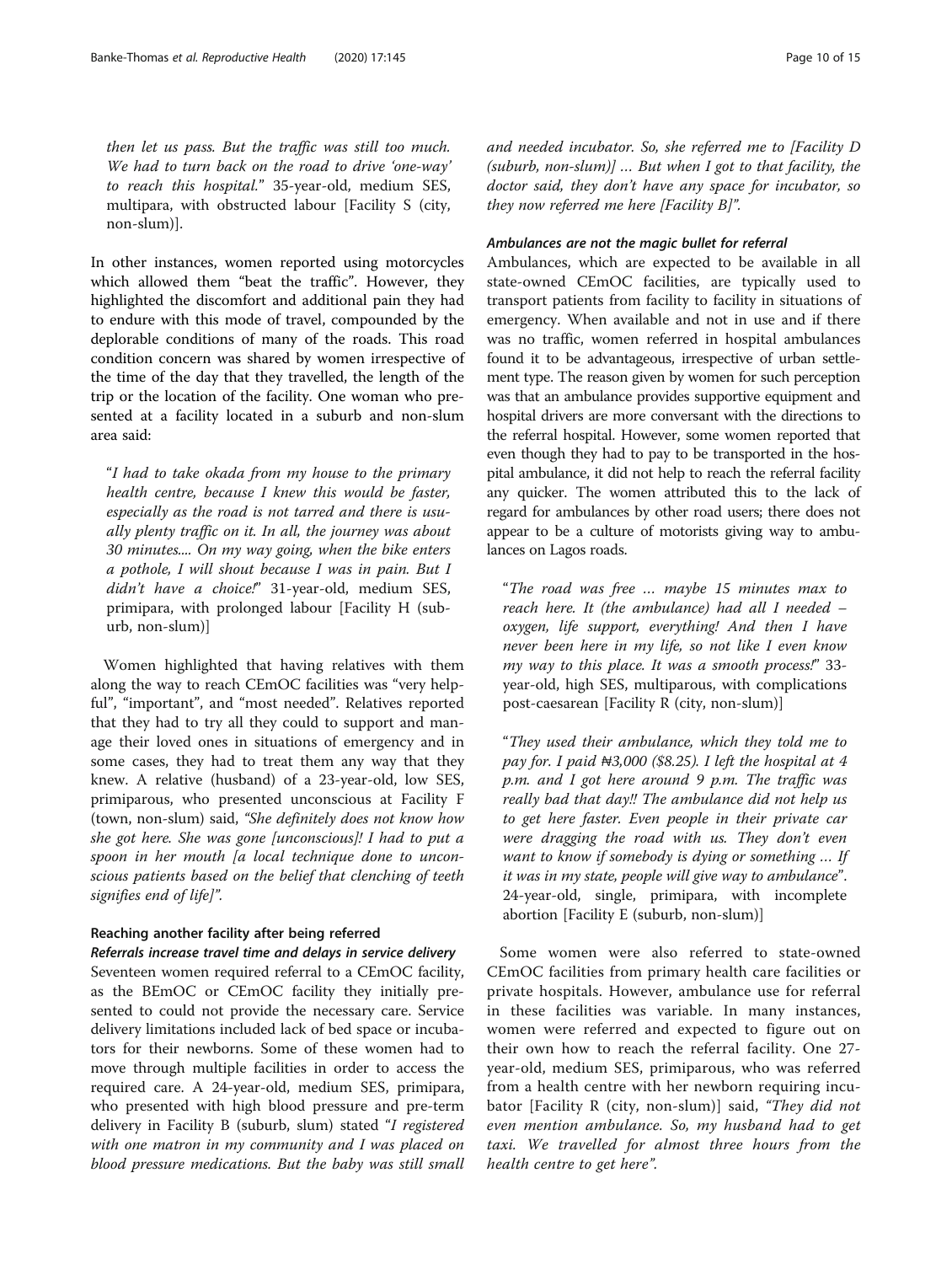then let us pass. But the traffic was still too much. We had to turn back on the road to drive 'one-way' to reach this hospital." 35-year-old, medium SES, multipara, with obstructed labour [Facility S (city, non-slum)].

In other instances, women reported using motorcycles which allowed them "beat the traffic". However, they highlighted the discomfort and additional pain they had to endure with this mode of travel, compounded by the deplorable conditions of many of the roads. This road condition concern was shared by women irrespective of the time of the day that they travelled, the length of the trip or the location of the facility. One woman who presented at a facility located in a suburb and non-slum area said:

> "I had to take okada from my house to the primary health centre, because I knew this would be faster, especially as the road is not tarred and there is usually plenty traffic on it. In all, the journey was about 30 minutes.... On my way going, when the bike enters a pothole, I will shout because I was in pain. But I didn't have a choice!" 31-year-old, medium SES, primipara, with prolonged labour [Facility H (suburb, non-slum)]

Women highlighted that having relatives with them along the way to reach CEmOC facilities was "very helpful", "important", and "most needed". Relatives reported that they had to try all they could to support and manage their loved ones in situations of emergency and in some cases, they had to treat them any way that they knew. A relative (husband) of a 23-year-old, low SES, primiparous, who presented unconscious at Facility F (town, non-slum) said, *"She definitely does not know how she got here. She was gone [unconscious]! I had to put a spoon in her mouth [a local technique done to unconscious patients based on the belief that clenching of teeth signifies end of life]".*

### Reaching another facility after being referred

#### *Referrals increase travel time and delays in service delivery*

Seventeen women required referral to a CEmOC facility, as the BEmOC or CEmOC facility they initially presented to could not provide the necessary care. Service delivery limitations included lack of bed space or incubators for their newborns. Some of these women had to move through multiple facilities in order to access the required care. A 24-year-old, medium SES, primipara, who presented with high blood pressure and pre-term delivery in Facility B (suburb, slum) stated *"I registered with one matron in my community and I was placed on blood pressure medications. But the baby was still small and needed incubator. So, she referred me to [Facility D (suburb, non-slum)] … But when I got to that facility, the doctor said, they don't have any space for incubator, so they now referred me here [Facility B]".*

#### *Ambulances are not the magic bullet for referral*

Ambulances, which are expected to be available in all state-owned CEmOC facilities, are typically used to transport patients from facility to facility in situations of emergency. When available and not in use and if there was no traffic, women referred in hospital ambulances found it to be advantageous, irrespective of urban settlement type. The reason given by women for such perception was that an ambulance provides supportive equipment and hospital drivers are more conversant with the directions to the referral hospital. However, some women reported that even though they had to pay to be transported in the hospital ambulance, it did not help to reach the referral facility any quicker. The women attributed this to the lack of regard for ambulances by other road users; there does not appear to be a culture of motorists giving way to ambulances on Lagos roads.

> "The road was free … maybe 15 minutes max to reach here. It (the ambulance) had all I needed – oxygen, life support, everything! And then I have never been here in my life, so not like I even know my way to this place. It was a smooth process!" 33-year-old, high SES, multiparous, with complications post-caesarean [Facility R (city, non-slum)]

> "They used their ambulance, which they told me to pay for. I paid ₦3,000 ($8.25). I left the hospital at 4 p.m. and I got here around 9 p.m. The traffic was really bad that day!! The ambulance did not help us to get here faster. Even people in their private car were dragging the road with us. They don't even want to know if somebody is dying or something … If it was in my state, people will give way to ambulance". 24-year-old, single, primipara, with incomplete abortion [Facility E (suburb, non-slum)]

Some women were also referred to state-owned CEmOC facilities from primary health care facilities or private hospitals. However, ambulance use for referral in these facilities was variable. In many instances, women were referred and expected to figure out on their own how to reach the referral facility. One 27-year-old, medium SES, primiparous, who was referred from a health centre with her newborn requiring incubator [Facility R (city, non-slum)] said, *"They did not even mention ambulance. So, my husband had to get taxi. We travelled for almost three hours from the health centre to get here".*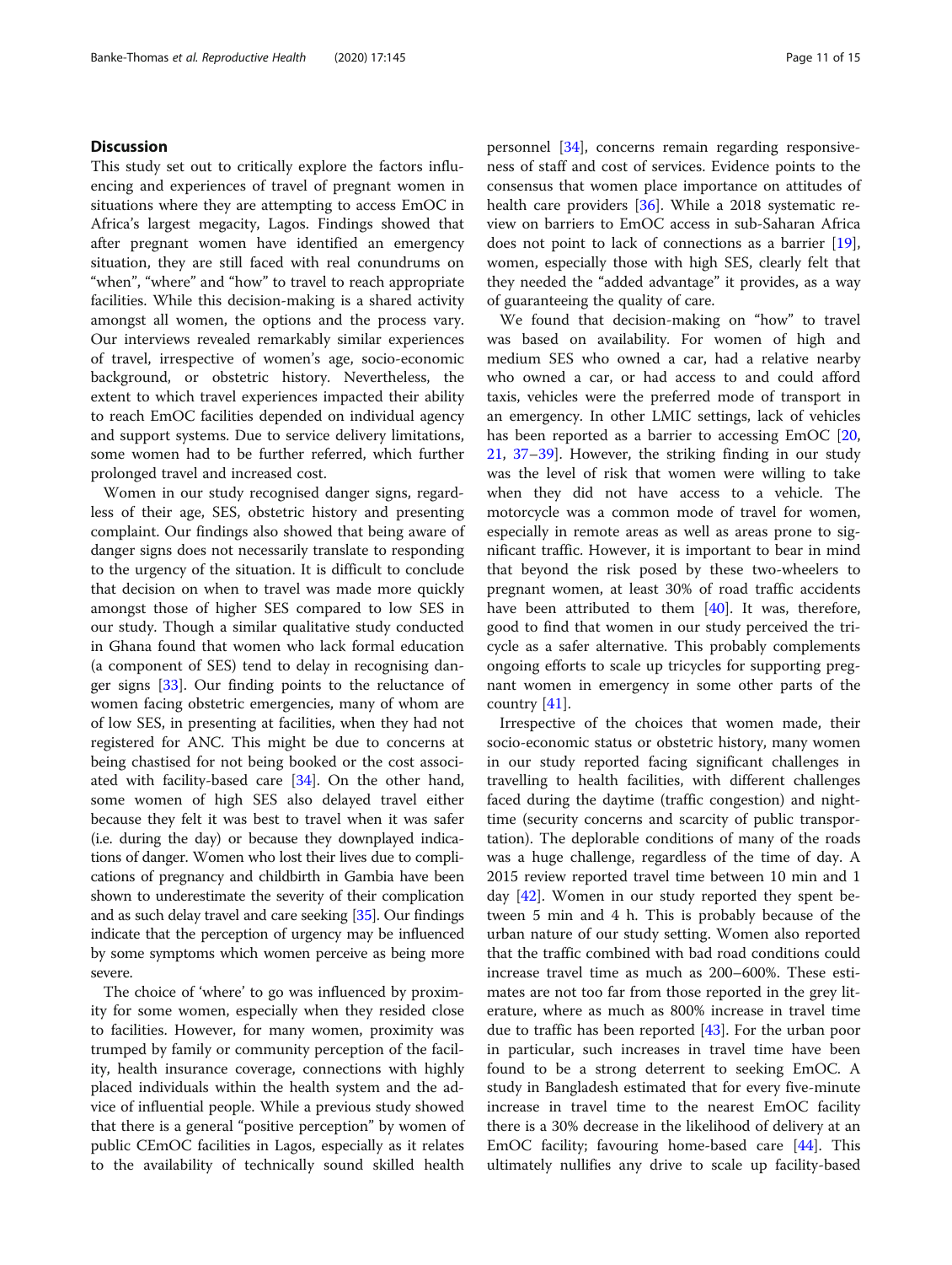## Discussion

This study set out to critically explore the factors influencing and experiences of travel of pregnant women in situations where they are attempting to access EmOC in Africa's largest megacity, Lagos. Findings showed that after pregnant women have identified an emergency situation, they are still faced with real conundrums on "when", "where" and "how" to travel to reach appropriate facilities. While this decision-making is a shared activity amongst all women, the options and the process vary. Our interviews revealed remarkably similar experiences of travel, irrespective of women's age, socio-economic background, or obstetric history. Nevertheless, the extent to which travel experiences impacted their ability to reach EmOC facilities depended on individual agency and support systems. Due to service delivery limitations, some women had to be further referred, which further prolonged travel and increased cost.

Women in our study recognised danger signs, regardless of their age, SES, obstetric history and presenting complaint. Our findings also showed that being aware of danger signs does not necessarily translate to responding to the urgency of the situation. It is difficult to conclude that decision on when to travel was made more quickly amongst those of higher SES compared to low SES in our study. Though a similar qualitative study conducted in Ghana found that women who lack formal education (a component of SES) tend to delay in recognising danger signs [33]. Our finding points to the reluctance of women facing obstetric emergencies, many of whom are of low SES, in presenting at facilities, when they had not registered for ANC. This might be due to concerns at being chastised for not being booked or the cost associated with facility-based care [34]. On the other hand, some women of high SES also delayed travel either because they felt it was best to travel when it was safer (i.e. during the day) or because they downplayed indications of danger. Women who lost their lives due to complications of pregnancy and childbirth in Gambia have been shown to underestimate the severity of their complication and as such delay travel and care seeking [35]. Our findings indicate that the perception of urgency may be influenced by some symptoms which women perceive as being more severe.

The choice of 'where' to go was influenced by proximity for some women, especially when they resided close to facilities. However, for many women, proximity was trumped by family or community perception of the facility, health insurance coverage, connections with highly placed individuals within the health system and the advice of influential people. While a previous study showed that there is a general "positive perception" by women of public CEmOC facilities in Lagos, especially as it relates to the availability of technically sound skilled health personnel [34], concerns remain regarding responsiveness of staff and cost of services. Evidence points to the consensus that women place importance on attitudes of health care providers [36]. While a 2018 systematic review on barriers to EmOC access in sub-Saharan Africa does not point to lack of connections as a barrier [19], women, especially those with high SES, clearly felt that they needed the "added advantage" it provides, as a way of guaranteeing the quality of care.

We found that decision-making on "how" to travel was based on availability. For women of high and medium SES who owned a car, had a relative nearby who owned a car, or had access to and could afford taxis, vehicles were the preferred mode of transport in an emergency. In other LMIC settings, lack of vehicles has been reported as a barrier to accessing EmOC [20, 21, 37–39]. However, the striking finding in our study was the level of risk that women were willing to take when they did not have access to a vehicle. The motorcycle was a common mode of travel for women, especially in remote areas as well as areas prone to significant traffic. However, it is important to bear in mind that beyond the risk posed by these two-wheelers to pregnant women, at least 30% of road traffic accidents have been attributed to them [40]. It was, therefore, good to find that women in our study perceived the tricycle as a safer alternative. This probably complements ongoing efforts to scale up tricycles for supporting pregnant women in emergency in some other parts of the country [41].

Irrespective of the choices that women made, their socio-economic status or obstetric history, many women in our study reported facing significant challenges in travelling to health facilities, with different challenges faced during the daytime (traffic congestion) and nighttime (security concerns and scarcity of public transportation). The deplorable conditions of many of the roads was a huge challenge, regardless of the time of day. A 2015 review reported travel time between 10 min and 1 day [42]. Women in our study reported they spent between 5 min and 4 h. This is probably because of the urban nature of our study setting. Women also reported that the traffic combined with bad road conditions could increase travel time as much as 200–600%. These estimates are not too far from those reported in the grey literature, where as much as 800% increase in travel time due to traffic has been reported [43]. For the urban poor in particular, such increases in travel time have been found to be a strong deterrent to seeking EmOC. A study in Bangladesh estimated that for every five-minute increase in travel time to the nearest EmOC facility there is a 30% decrease in the likelihood of delivery at an EmOC facility; favouring home-based care [44]. This ultimately nullifies any drive to scale up facility-based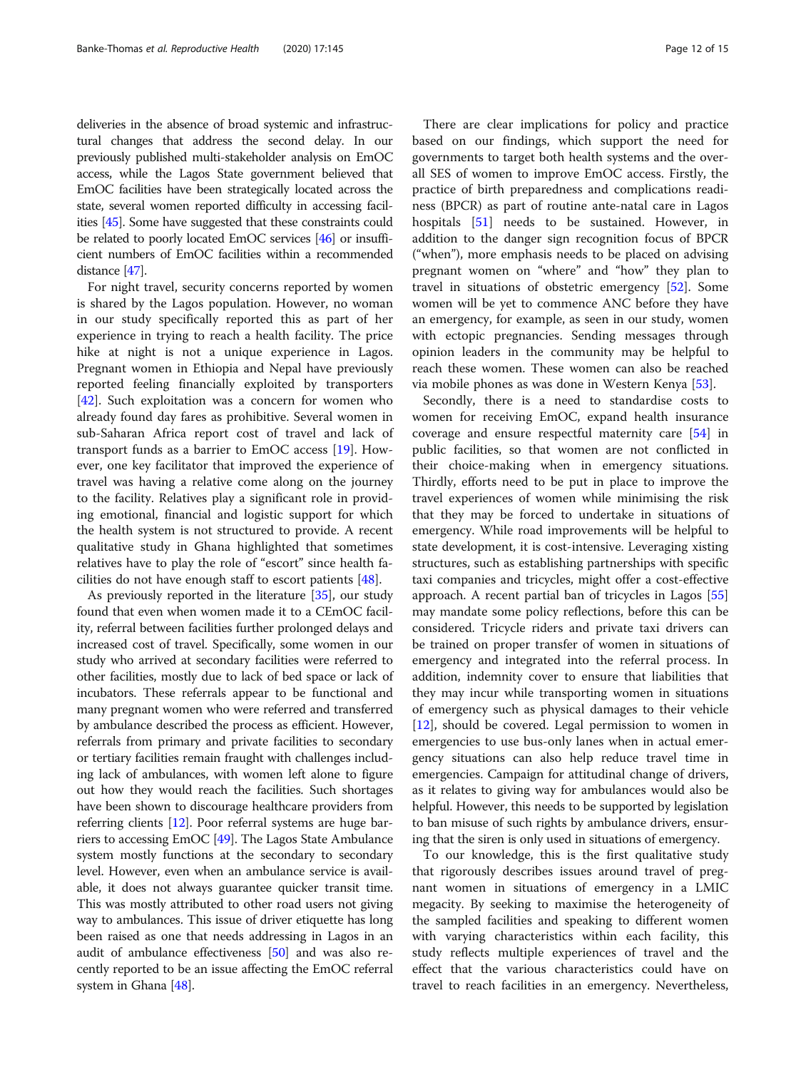deliveries in the absence of broad systemic and infrastructural changes that address the second delay. In our previously published multi-stakeholder analysis on EmOC access, while the Lagos State government believed that EmOC facilities have been strategically located across the state, several women reported difficulty in accessing facilities [45]. Some have suggested that these constraints could be related to poorly located EmOC services [46] or insufficient numbers of EmOC facilities within a recommended distance [47].

For night travel, security concerns reported by women is shared by the Lagos population. However, no woman in our study specifically reported this as part of her experience in trying to reach a health facility. The price hike at night is not a unique experience in Lagos. Pregnant women in Ethiopia and Nepal have previously reported feeling financially exploited by transporters [42]. Such exploitation was a concern for women who already found day fares as prohibitive. Several women in sub-Saharan Africa report cost of travel and lack of transport funds as a barrier to EmOC access [19]. However, one key facilitator that improved the experience of travel was having a relative come along on the journey to the facility. Relatives play a significant role in providing emotional, financial and logistic support for which the health system is not structured to provide. A recent qualitative study in Ghana highlighted that sometimes relatives have to play the role of "escort" since health facilities do not have enough staff to escort patients [48].

As previously reported in the literature [35], our study found that even when women made it to a CEmOC facility, referral between facilities further prolonged delays and increased cost of travel. Specifically, some women in our study who arrived at secondary facilities were referred to other facilities, mostly due to lack of bed space or lack of incubators. These referrals appear to be functional and many pregnant women who were referred and transferred by ambulance described the process as efficient. However, referrals from primary and private facilities to secondary or tertiary facilities remain fraught with challenges including lack of ambulances, with women left alone to figure out how they would reach the facilities. Such shortages have been shown to discourage healthcare providers from referring clients [12]. Poor referral systems are huge barriers to accessing EmOC [49]. The Lagos State Ambulance system mostly functions at the secondary to secondary level. However, even when an ambulance service is available, it does not always guarantee quicker transit time. This was mostly attributed to other road users not giving way to ambulances. This issue of driver etiquette has long been raised as one that needs addressing in Lagos in an audit of ambulance effectiveness [50] and was also recently reported to be an issue affecting the EmOC referral system in Ghana [48].

There are clear implications for policy and practice based on our findings, which support the need for governments to target both health systems and the overall SES of women to improve EmOC access. Firstly, the practice of birth preparedness and complications readiness (BPCR) as part of routine ante-natal care in Lagos hospitals [51] needs to be sustained. However, in addition to the danger sign recognition focus of BPCR ("when"), more emphasis needs to be placed on advising pregnant women on "where" and "how" they plan to travel in situations of obstetric emergency [52]. Some women will be yet to commence ANC before they have an emergency, for example, as seen in our study, women with ectopic pregnancies. Sending messages through opinion leaders in the community may be helpful to reach these women. These women can also be reached via mobile phones as was done in Western Kenya [53].

Secondly, there is a need to standardise costs to women for receiving EmOC, expand health insurance coverage and ensure respectful maternity care [54] in public facilities, so that women are not conflicted in their choice-making when in emergency situations. Thirdly, efforts need to be put in place to improve the travel experiences of women while minimising the risk that they may be forced to undertake in situations of emergency. While road improvements will be helpful to state development, it is cost-intensive. Leveraging xisting structures, such as establishing partnerships with specific taxi companies and tricycles, might offer a cost-effective approach. A recent partial ban of tricycles in Lagos [55] may mandate some policy reflections, before this can be considered. Tricycle riders and private taxi drivers can be trained on proper transfer of women in situations of emergency and integrated into the referral process. In addition, indemnity cover to ensure that liabilities that they may incur while transporting women in situations of emergency such as physical damages to their vehicle [12], should be covered. Legal permission to women in emergencies to use bus-only lanes when in actual emergency situations can also help reduce travel time in emergencies. Campaign for attitudinal change of drivers, as it relates to giving way for ambulances would also be helpful. However, this needs to be supported by legislation to ban misuse of such rights by ambulance drivers, ensuring that the siren is only used in situations of emergency.

To our knowledge, this is the first qualitative study that rigorously describes issues around travel of pregnant women in situations of emergency in a LMIC megacity. By seeking to maximise the heterogeneity of the sampled facilities and speaking to different women with varying characteristics within each facility, this study reflects multiple experiences of travel and the effect that the various characteristics could have on travel to reach facilities in an emergency. Nevertheless,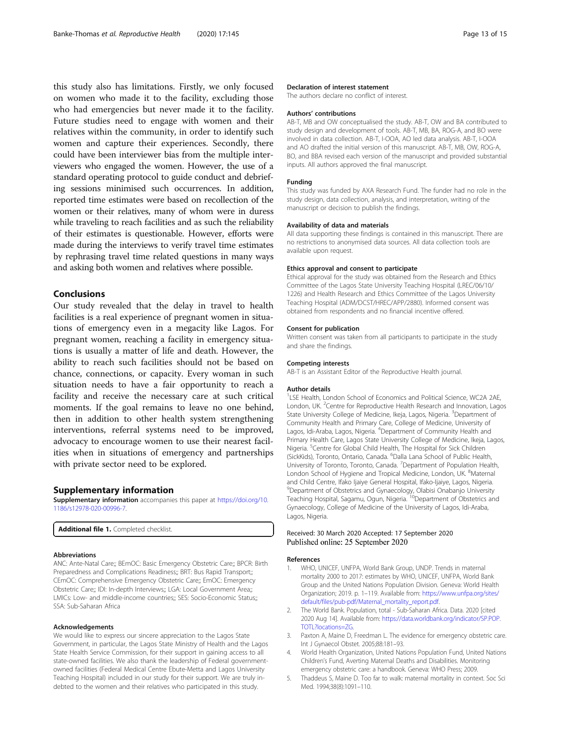this study also has limitations. Firstly, we only focused on women who made it to the facility, excluding those who had emergencies but never made it to the facility. Future studies need to engage with women and their relatives within the community, in order to identify such women and capture their experiences. Secondly, there could have been interviewer bias from the multiple interviewers who engaged the women. However, the use of a standard operating protocol to guide conduct and debriefing sessions minimised such occurrences. In addition, reported time estimates were based on recollection of the women or their relatives, many of whom were in duress while traveling to reach facilities and as such the reliability of their estimates is questionable. However, efforts were made during the interviews to verify travel time estimates by rephrasing travel time related questions in many ways and asking both women and relatives where possible.

## Conclusions

Our study revealed that the delay in travel to health facilities is a real experience of pregnant women in situations of emergency even in a megacity like Lagos. For pregnant women, reaching a facility in emergency situations is usually a matter of life and death. However, the ability to reach such facilities should not be based on chance, connections, or capacity. Every woman in such situation needs to have a fair opportunity to reach a facility and receive the necessary care at such critical moments. If the goal remains to leave no one behind, then in addition to other health system strengthening interventions, referral systems need to be improved, advocacy to encourage women to use their nearest facilities when in situations of emergency and partnerships with private sector need to be explored.

## Supplementary information

**Supplementary information** accompanies this paper at https://doi.org/10.1186/s12978-020-00996-7.

**Additional file 1.** Completed checklist.

### Abbreviations

ANC: Ante-Natal Care;; BEmOC: Basic Emergency Obstetric Care;; BPCR: Birth Preparedness and Complications Readiness;; BRT: Bus Rapid Transport;; CEmOC: Comprehensive Emergency Obstetric Care;; EmOC: Emergency Obstetric Care;; IDI: In-depth Interviews;; LGA: Local Government Area;; LMICs: Low- and middle-income countries;; SES: Socio-Economic Status;; SSA: Sub-Saharan Africa

### Acknowledgements

We would like to express our sincere appreciation to the Lagos State Government, in particular, the Lagos State Ministry of Health and the Lagos State Health Service Commission, for their support in gaining access to all state-owned facilities. We also thank the leadership of Federal government-owned facilities (Federal Medical Centre Ebute-Metta and Lagos University Teaching Hospital) included in our study for their support. We are truly indebted to the women and their relatives who participated in this study.

### Declaration of interest statement

The authors declare no conflict of interest.

### Authors' contributions

AB-T, MB and OW conceptualised the study. AB-T, OW and BA contributed to study design and development of tools. AB-T, MB, BA, ROG-A, and BO were involved in data collection. AB-T, I-OOA, AO led data analysis. AB-T, I-OOA and AO drafted the initial version of this manuscript. AB-T, MB, OW, ROG-A, BO, and BBA revised each version of the manuscript and provided substantial inputs. All authors approved the final manuscript.

### Funding

This study was funded by AXA Research Fund. The funder had no role in the study design, data collection, analysis, and interpretation, writing of the manuscript or decision to publish the findings.

### Availability of data and materials

All data supporting these findings is contained in this manuscript. There are no restrictions to anonymised data sources. All data collection tools are available upon request.

### Ethics approval and consent to participate

Ethical approval for the study was obtained from the Research and Ethics Committee of the Lagos State University Teaching Hospital (LREC/06/10/1226) and Health Research and Ethics Committee of the Lagos University Teaching Hospital (ADM/DCST/HREC/APP/2880). Informed consent was obtained from respondents and no financial incentive offered.

### Consent for publication

Written consent was taken from all participants to participate in the study and share the findings.

### Competing interests

AB-T is an Assistant Editor of the Reproductive Health journal.

### Author details

[1]LSE Health, London School of Economics and Political Science, WC2A 2AE, London, UK. [2]Centre for Reproductive Health Research and Innovation, Lagos State University College of Medicine, Ikeja, Lagos, Nigeria. [3]Department of Community Health and Primary Care, College of Medicine, University of Lagos, Idi-Araba, Lagos, Nigeria. [4]Department of Community Health and Primary Health Care, Lagos State University College of Medicine, Ikeja, Lagos, Nigeria. [5]Centre for Global Child Health, The Hospital for Sick Children (SickKids), Toronto, Ontario, Canada. [6]Dalla Lana School of Public Health, University of Toronto, Toronto, Canada. [7]Department of Population Health, London School of Hygiene and Tropical Medicine, London, UK. [8]Maternal and Child Centre, Ifako Ijaiye General Hospital, Ifako-Ijaiye, Lagos, Nigeria. [9]Department of Obstetrics and Gynaecology, Olabisi Onabanjo University Teaching Hospital, Sagamu, Ogun, Nigeria. [10]Department of Obstetrics and Gynaecology, College of Medicine of the University of Lagos, Idi-Araba, Lagos, Nigeria.

Received: 30 March 2020 Accepted: 17 September 2020
Published online: 25 September 2020

### References

1. WHO, UNICEF, UNFPA, World Bank Group, UNDP. Trends in maternal mortality 2000 to 2017: estimates by WHO, UNICEF, UNFPA, World Bank Group and the United Nations Population Division. Geneva: World Health Organization; 2019. p. 1–119. Available from: https://www.unfpa.org/sites/default/files/pub-pdf/Maternal_mortality_report.pdf.
2. The World Bank. Population, total - Sub-Saharan Africa. Data. 2020 [cited 2020 Aug 14]. Available from: https://data.worldbank.org/indicator/SP.POP.TOTL?locations=ZG.
3. Paxton A, Maine D, Freedman L. The evidence for emergency obstetric care. Int J Gynaecol Obstet. 2005;88:181–93.
4. World Health Organization, United Nations Population Fund, United Nations Children's Fund, Averting Maternal Deaths and Disabilities. Monitoring emergency obstetric care: a handbook. Geneva: WHO Press; 2009.
5. Thaddeus S, Maine D. Too far to walk: maternal mortality in context. Soc Sci Med. 1994;38(8):1091–110.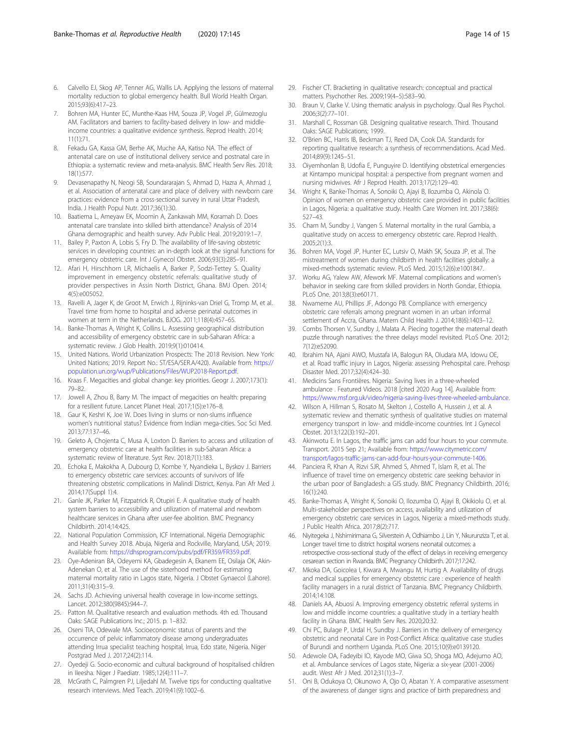6. Calvello EJ, Skog AP, Tenner AG, Wallis LA. Applying the lessons of maternal mortality reduction to global emergency health. Bull World Health Organ. 2015;93(6):417–23.
7. Bohren MA, Hunter EC, Munthe-Kaas HM, Souza JP, Vogel JP, Gülmezoglu AM. Facilitators and barriers to facility-based delivery in low- and middle-income countries: a qualitative evidence synthesis. Reprod Health. 2014; 11(1):71.
8. Fekadu GA, Kassa GM, Berhe AK, Muche AA, Katiso NA. The effect of antenatal care on use of institutional delivery service and postnatal care in Ethiopia: a systematic review and meta-analysis. BMC Health Serv Res. 2018; 18(1):577.
9. Devasenapathy N, Neogi SB, Soundararajan S, Ahmad D, Hazra A, Ahmad J, et al. Association of antenatal care and place of delivery with newborn care practices: evidence from a cross-sectional survey in rural Uttar Pradesh, India. J Health Popul Nutr. 2017;36(1):30.
10. Baatiema L, Ameyaw EK, Moomin A, Zankawah MM, Koramah D. Does antenatal care translate into skilled birth attendance? Analysis of 2014 Ghana demographic and health survey. Adv Public Heal. 2019;2019:1–7.
11. Bailey P, Paxton A, Lobis S, Fry D. The availability of life-saving obstetric services in developing countries: an in-depth look at the signal functions for emergency obstetric care. Int J Gynecol Obstet. 2006;93(3):285–91.
12. Afari H, Hirschhorn LR, Michaelis A, Barker P, Sodzi-Tettey S. Quality improvement in emergency obstetric referrals: qualitative study of provider perspectives in Assin North District, Ghana. BMJ Open. 2014; 4(5):e005052.
13. Ravelli A, Jager K, de Groot M, Erwich J, Rijninks-van Driel G, Tromp M, et al. Travel time from home to hospital and adverse perinatal outcomes in women at term in the Netherlands. BJOG. 2011;118(4):457–65.
14. Banke-Thomas A, Wright K, Collins L. Assessing geographical distribution and accessibility of emergency obstetric care in sub-Saharan Africa: a systematic review. J Glob Health. 2019;9(1):010414.
15. United Nations. World Urbanization Prospects: The 2018 Revision. New York: United Nations; 2019. Report No.: ST/ESA/SER.A/420). Available from: https://population.un.org/wup/Publications/Files/WUP2018-Report.pdf.
16. Kraas F. Megacities and global change: key priorities. Geogr J. 2007;173(1): 79–82.
17. Jowell A, Zhou B, Barry M. The impact of megacities on health: preparing for a resilient future. Lancet Planet Heal. 2017;1(5):e176–8.
18. Gaur K, Keshri K, Joe W. Does living in slums or non-slums influence women's nutritional status? Evidence from Indian mega-cities. Soc Sci Med. 2013;77:137–46.
19. Geleto A, Chojenta C, Musa A, Loxton D. Barriers to access and utilization of emergency obstetric care at health facilities in sub-Saharan Africa: a systematic review of literature. Syst Rev. 2018;7(1):183.
20. Echoka E, Makokha A, Dubourg D, Kombe Y, Nyandieka L, Byskov J. Barriers to emergency obstetric care services: accounts of survivors of life threatening obstetric complications in Malindi District, Kenya. Pan Afr Med J. 2014;17(Suppl 1):4.
21. Ganle JK, Parker M, Fitzpatrick R, Otupiri E. A qualitative study of health system barriers to accessibility and utilization of maternal and newborn healthcare services in Ghana after user-fee abolition. BMC Pregnancy Childbirth. 2014;14:425.
22. National Population Commission, ICF International. Nigeria Demographic and Health Survey 2018. Abuja, Nigeria and Rockville, Maryland, USA; 2019. Available from: https://dhsprogram.com/pubs/pdf/FR359/FR359.pdf.
23. Oye-Adeniran BA, Odeyemi KA, Gbadegesin A, Ekanem EE, Osilaja OK, Akin-Adenekan O, et al. The use of the sisterhood method for estimating maternal mortality ratio in Lagos state, Nigeria. J Obstet Gynaecol (Lahore). 2011;31(4):315–9.
24. Sachs JD. Achieving universal health coverage in low-income settings. Lancet. 2012;380(9845):944–7.
25. Patton M. Qualitative research and evaluation methods. 4th ed. Thousand Oaks: SAGE Publications Inc.; 2015. p. 1–832.
26. Oseni TIA, Odewale MA. Socioeconomic status of parents and the occurrence of pelvic inflammatory disease among undergraduates attending Irrua specialist teaching hospital, Irrua, Edo state, Nigeria. Niger Postgrad Med J. 2017;24(2):114.
27. Oyedeji G. Socio-economic and cultural background of hospitalised children in Ileesha. Niger J Paediatr. 1985;12(4):111–7.
28. McGrath C, Palmgren PJ, Liljedahl M. Twelve tips for conducting qualitative research interviews. Med Teach. 2019;41(9):1002–6.
29. Fischer CT. Bracketing in qualitative research: conceptual and practical matters. Psychother Res. 2009;19(4–5):583–90.
30. Braun V, Clarke V. Using thematic analysis in psychology. Qual Res Psychol. 2006;3(2):77–101.
31. Marshall C, Rossman GB. Designing qualitative research. Third. Thousand Oaks: SAGE Publications; 1999.
32. O'Brien BC, Harris IB, Beckman TJ, Reed DA, Cook DA. Standards for reporting qualitative research: a synthesis of recommendations. Acad Med. 2014;89(9):1245–51.
33. Oiyemhonlan B, Udofia E, Punguyire D. Identifying obstetrical emergencies at Kintampo municipal hospital: a perspective from pregnant women and nursing midwives. Afr J Reprod Health. 2013;17(2):129–40.
34. Wright K, Banke-Thomas A, Sonoiki O, Ajayi B, Ilozumba O, Akinola O. Opinion of women on emergency obstetric care provided in public facilities in Lagos, Nigeria: a qualitative study. Health Care Women Int. 2017;38(6): 527–43.
35. Cham M, Sundby J, Vangen S. Maternal mortality in the rural Gambia, a qualitative study on access to emergency obstetric care. Reprod Health. 2005;2(1):3.
36. Bohren MA, Vogel JP, Hunter EC, Lutsiv O, Makh SK, Souza JP, et al. The mistreatment of women during childbirth in health facilities globally: a mixed-methods systematic review. PLoS Med. 2015;12(6):e1001847.
37. Worku AG, Yalew AW, Afework MF. Maternal complications and women's behavior in seeking care from skilled providers in North Gondar, Ethiopia. PLoS One. 2013;8(3):e60171.
38. Nwameme AU, Phillips JF, Adongo PB. Compliance with emergency obstetric care referrals among pregnant women in an urban informal settlement of Accra, Ghana. Matern Child Health J. 2014;18(6):1403–12.
39. Combs Thorsen V, Sundby J, Malata A. Piecing together the maternal death puzzle through narratives: the three delays model revisited. PLoS One. 2012; 7(12):e52090.
40. Ibrahim NA, Ajani AWO, Mustafa IA, Balogun RA, Oludara MA, Idowu OE, et al. Road traffic injury in Lagos, Nigeria: assessing Prehospital care. Prehosp Disaster Med. 2017;32(4):424–30.
41. Medicins Sans Frontières. Nigeria: Saving lives in a three-wheeled ambulance . Featured Videos. 2018 [cited 2020 Aug 14]. Available from: https://www.msf.org.uk/video/nigeria-saving-lives-three-wheeled-ambulance.
42. Wilson A, Hillman S, Rosato M, Skelton J, Costello A, Hussein J, et al. A systematic review and thematic synthesis of qualitative studies on maternal emergency transport in low- and middle-income countries. Int J Gynecol Obstet. 2013;122(3):192–201.
43. Akinwotu E. In Lagos, the traffic jams can add four hours to your commute. Transport. 2015 Sep 21; Available from: https://www.citymetric.com/transport/lagos-traffic-jams-can-add-four-hours-your-commute-1406.
44. Panciera R, Khan A, Rizvi SJR, Ahmed S, Ahmed T, Islam R, et al. The influence of travel time on emergency obstetric care seeking behavior in the urban poor of Bangladesh: a GIS study. BMC Pregnancy Childbirth. 2016; 16(1):240.
45. Banke-Thomas A, Wright K, Sonoiki O, Ilozumba O, Ajayi B, Okikiolu O, et al. Multi-stakeholder perspectives on access, availability and utilization of emergency obstetric care services in Lagos, Nigeria: a mixed-methods study. J Public Health Africa. 2017;8(2):717.
46. Niyitegeka J, Nshimirimana G, Silverstein A, Odhiambo J, Lin Y, Nkurunziza T, et al. Longer travel time to district hospital worsens neonatal outcomes: a retrospective cross-sectional study of the effect of delays in receiving emergency cesarean section in Rwanda. BMC Pregnancy Childbirth. 2017;17:242.
47. Mkoka DA, Goicolea I, Kiwara A, Mwangu M, Hurtig A. Availability of drugs and medical supplies for emergency obstetric care : experience of health facility managers in a rural district of Tanzania. BMC Pregnancy Childbirth. 2014;14:108.
48. Daniels AA, Abuosi A. Improving emergency obstetric referral systems in low and middle income countries: a qualitative study in a tertiary health facility in Ghana. BMC Health Serv Res. 2020;20:32.
49. Chi PC, Bulage P, Urdal H, Sundby J. Barriers in the delivery of emergency obstetric and neonatal Care in Post-Conflict Africa: qualitative case studies of Burundi and northern Uganda. PLoS One. 2015;10(9):e0139120.
50. Adewole OA, Fadeyibi IO, Kayode MO, Giwa SO, Shoga MO, Adejumo AO, et al. Ambulance services of Lagos state, Nigeria: a six-year (2001-2006) audit. West Afr J Med. 2012;31(1):3–7.
51. Oni B, Odukoya O, Okunowo A, Ojo O, Abatan Y. A comparative assessment of the awareness of danger signs and practice of birth preparedness and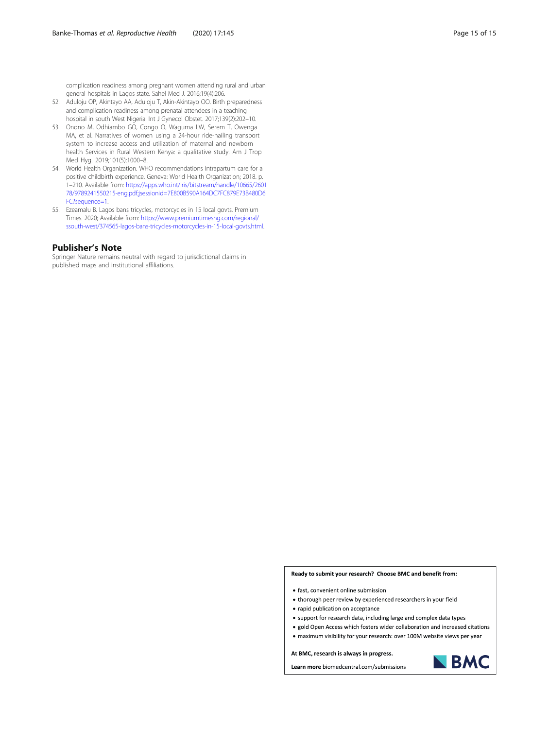complication readiness among pregnant women attending rural and urban general hospitals in Lagos state. Sahel Med J. 2016;19(4):206.

52. Aduloju OP, Akintayo AA, Aduloju T, Akin-Akintayo OO. Birth preparedness and complication readiness among prenatal attendees in a teaching hospital in south West Nigeria. Int J Gynecol Obstet. 2017;139(2):202–10.
53. Onono M, Odhiambo GO, Congo O, Waguma LW, Serem T, Owenga MA, et al. Narratives of women using a 24-hour ride-hailing transport system to increase access and utilization of maternal and newborn health Services in Rural Western Kenya: a qualitative study. Am J Trop Med Hyg. 2019;101(5):1000–8.
54. World Health Organization. WHO recommendations Intrapartum care for a positive childbirth experience. Geneva: World Health Organization; 2018. p. 1–210. Available from: https://apps.who.int/iris/bitstream/handle/10665/260178/9789241550215-eng.pdf;jsessionid=7E800B590A164DC7FC879E73B480D6FC?sequence=1.
55. Ezeamalu B. Lagos bans tricycles, motorcycles in 15 local govts. Premium Times. 2020; Available from: https://www.premiumtimesng.com/regional/ssouth-west/374565-lagos-bans-tricycles-motorcycles-in-15-local-govts.html.

## Publisher's Note

Springer Nature remains neutral with regard to jurisdictional claims in published maps and institutional affiliations.

**Ready to submit your research? Choose BMC and benefit from:**

- fast, convenient online submission
- thorough peer review by experienced researchers in your field
- rapid publication on acceptance
- support for research data, including large and complex data types
- gold Open Access which fosters wider collaboration and increased citations
- maximum visibility for your research: over 100M website views per year

**At BMC, research is always in progress.**

**Learn more** biomedcentral.com/submissions

BMC